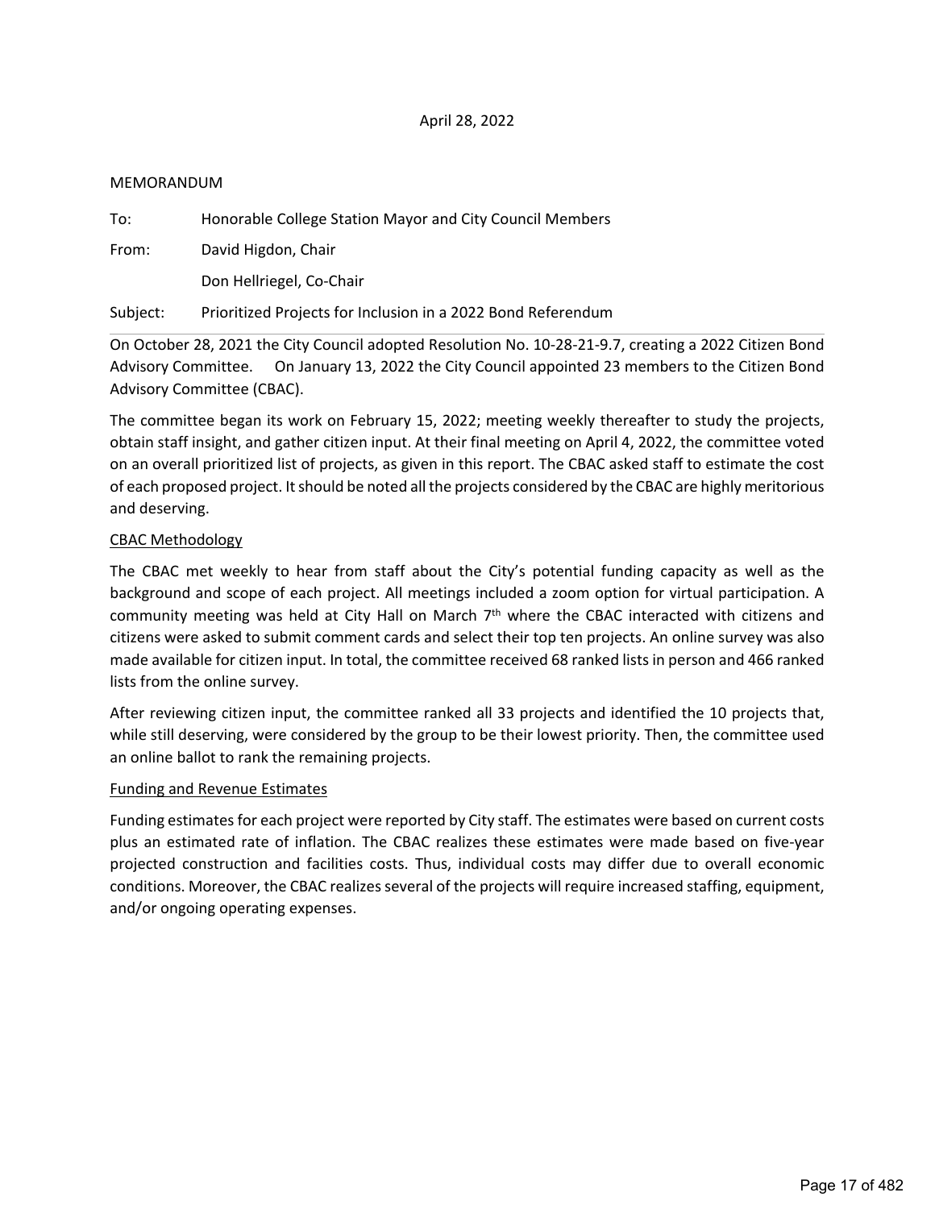April 28, 2022

MEMORANDUM

To: Honorable College Station Mayor and City Council Members

From: David Higdon, Chair

Don Hellriegel, Co-Chair

Subject: Prioritized Projects for Inclusion in a 2022 Bond Referendum

---

On October 28, 2021 the City Council adopted Resolution No. 10-28-21-9.7, creating a 2022 Citizen Bond Advisory Committee. On January 13, 2022 the City Council appointed 23 members to the Citizen Bond Advisory Committee (CBAC).

The committee began its work on February 15, 2022; meeting weekly thereafter to study the projects, obtain staff insight, and gather citizen input. At their final meeting on April 4, 2022, the committee voted on an overall prioritized list of projects, as given in this report. The CBAC asked staff to estimate the cost of each proposed project. It should be noted all the projects considered by the CBAC are highly meritorious and deserving.

## CBAC Methodology

The CBAC met weekly to hear from staff about the City's potential funding capacity as well as the background and scope of each project. All meetings included a zoom option for virtual participation. A community meeting was held at City Hall on March 7th where the CBAC interacted with citizens and citizens were asked to submit comment cards and select their top ten projects. An online survey was also made available for citizen input. In total, the committee received 68 ranked lists in person and 466 ranked lists from the online survey.

After reviewing citizen input, the committee ranked all 33 projects and identified the 10 projects that, while still deserving, were considered by the group to be their lowest priority. Then, the committee used an online ballot to rank the remaining projects.

## Funding and Revenue Estimates

Funding estimates for each project were reported by City staff. The estimates were based on current costs plus an estimated rate of inflation. The CBAC realizes these estimates were made based on five-year projected construction and facilities costs. Thus, individual costs may differ due to overall economic conditions. Moreover, the CBAC realizes several of the projects will require increased staffing, equipment, and/or ongoing operating expenses.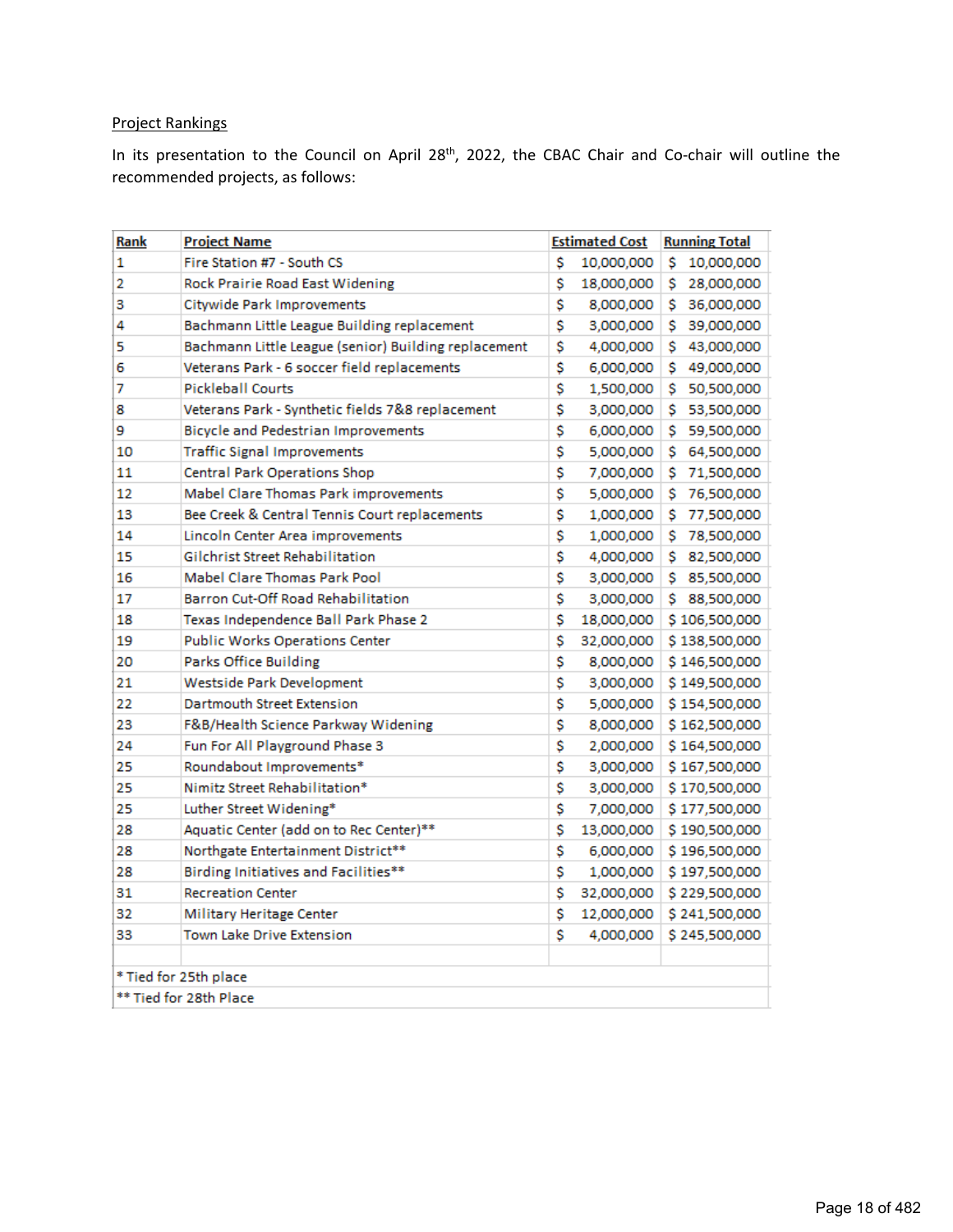Project Rankings

In its presentation to the Council on April 28th, 2022, the CBAC Chair and Co-chair will outline the recommended projects, as follows:

| Rank | Project Name | Estimated Cost | Running Total |
|---|---|---|---|
| 1 | Fire Station #7 - South CS | $ 10,000,000 | $ 10,000,000 |
| 2 | Rock Prairie Road East Widening | $ 18,000,000 | $ 28,000,000 |
| 3 | Citywide Park Improvements | $ 8,000,000 | $ 36,000,000 |
| 4 | Bachmann Little League Building replacement | $ 3,000,000 | $ 39,000,000 |
| 5 | Bachmann Little League (senior) Building replacement | $ 4,000,000 | $ 43,000,000 |
| 6 | Veterans Park - 6 soccer field replacements | $ 6,000,000 | $ 49,000,000 |
| 7 | Pickleball Courts | $ 1,500,000 | $ 50,500,000 |
| 8 | Veterans Park - Synthetic fields 7&8 replacement | $ 3,000,000 | $ 53,500,000 |
| 9 | Bicycle and Pedestrian Improvements | $ 6,000,000 | $ 59,500,000 |
| 10 | Traffic Signal Improvements | $ 5,000,000 | $ 64,500,000 |
| 11 | Central Park Operations Shop | $ 7,000,000 | $ 71,500,000 |
| 12 | Mabel Clare Thomas Park improvements | $ 5,000,000 | $ 76,500,000 |
| 13 | Bee Creek & Central Tennis Court replacements | $ 1,000,000 | $ 77,500,000 |
| 14 | Lincoln Center Area improvements | $ 1,000,000 | $ 78,500,000 |
| 15 | Gilchrist Street Rehabilitation | $ 4,000,000 | $ 82,500,000 |
| 16 | Mabel Clare Thomas Park Pool | $ 3,000,000 | $ 85,500,000 |
| 17 | Barron Cut-Off Road Rehabilitation | $ 3,000,000 | $ 88,500,000 |
| 18 | Texas Independence Ball Park Phase 2 | $ 18,000,000 | $ 106,500,000 |
| 19 | Public Works Operations Center | $ 32,000,000 | $ 138,500,000 |
| 20 | Parks Office Building | $ 8,000,000 | $ 146,500,000 |
| 21 | Westside Park Development | $ 3,000,000 | $ 149,500,000 |
| 22 | Dartmouth Street Extension | $ 5,000,000 | $ 154,500,000 |
| 23 | F&B/Health Science Parkway Widening | $ 8,000,000 | $ 162,500,000 |
| 24 | Fun For All Playground Phase 3 | $ 2,000,000 | $ 164,500,000 |
| 25 | Roundabout Improvements* | $ 3,000,000 | $ 167,500,000 |
| 25 | Nimitz Street Rehabilitation* | $ 3,000,000 | $ 170,500,000 |
| 25 | Luther Street Widening* | $ 7,000,000 | $ 177,500,000 |
| 28 | Aquatic Center (add on to Rec Center)** | $ 13,000,000 | $ 190,500,000 |
| 28 | Northgate Entertainment District** | $ 6,000,000 | $ 196,500,000 |
| 28 | Birding Initiatives and Facilities** | $ 1,000,000 | $ 197,500,000 |
| 31 | Recreation Center | $ 32,000,000 | $ 229,500,000 |
| 32 | Military Heritage Center | $ 12,000,000 | $ 241,500,000 |
| 33 | Town Lake Drive Extension | $ 4,000,000 | $ 245,500,000 |

* Tied for 25th place

** Tied for 28th Place